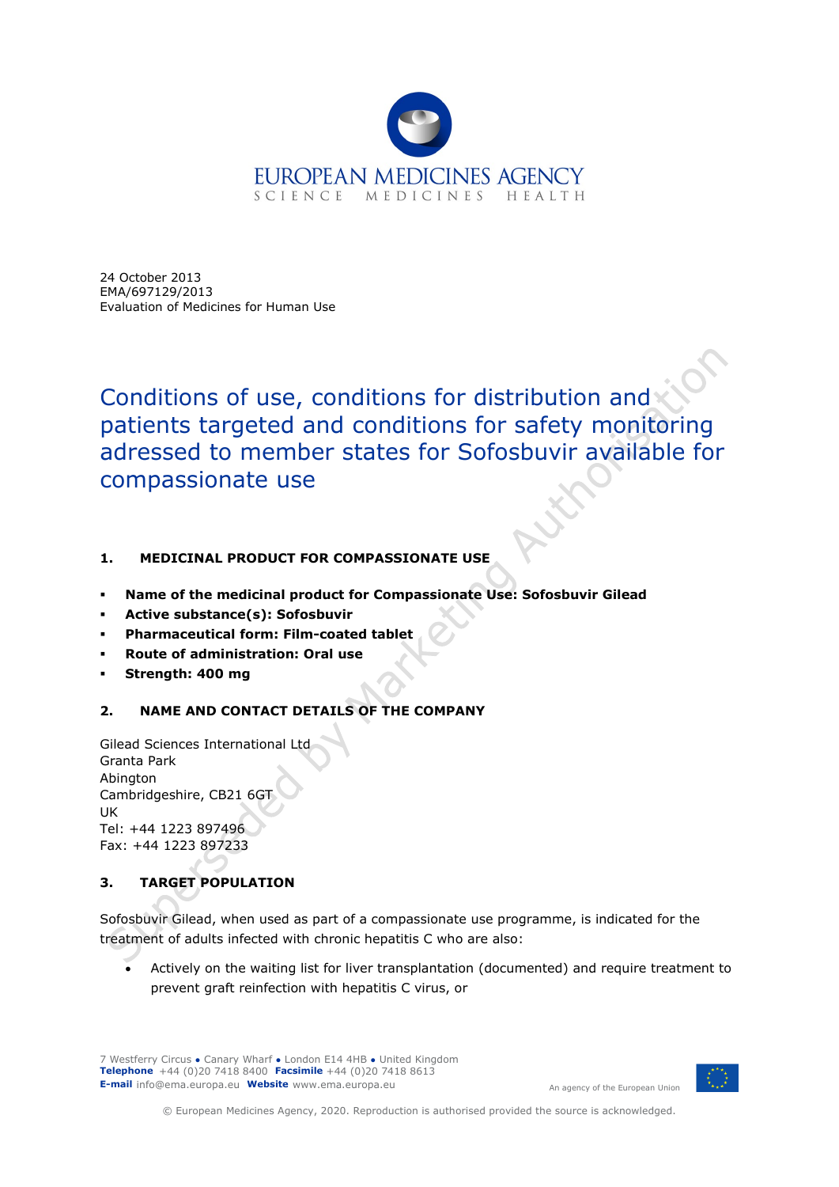24 October 2013
EMA/697129/2013
Evaluation of Medicines for Human Use

# Conditions of use, conditions for distribution and patients targeted and conditions for safety monitoring adressed to member states for Sofosbuvir available for compassionate use

## 1. MEDICINAL PRODUCT FOR COMPASSIONATE USE

- **Name of the medicinal product for Compassionate Use: Sofosbuvir Gilead**
- **Active substance(s): Sofosbuvir**
- **Pharmaceutical form: Film-coated tablet**
- **Route of administration: Oral use**
- **Strength: 400 mg**

## 2. NAME AND CONTACT DETAILS OF THE COMPANY

Gilead Sciences International Ltd
Granta Park
Abington
Cambridgeshire, CB21 6GT
UK
Tel: +44 1223 897496
Fax: +44 1223 897233

## 3. TARGET POPULATION

Sofosbuvir Gilead, when used as part of a compassionate use programme, is indicated for the treatment of adults infected with chronic hepatitis C who are also:

- Actively on the waiting list for liver transplantation (documented) and require treatment to prevent graft reinfection with hepatitis C virus, or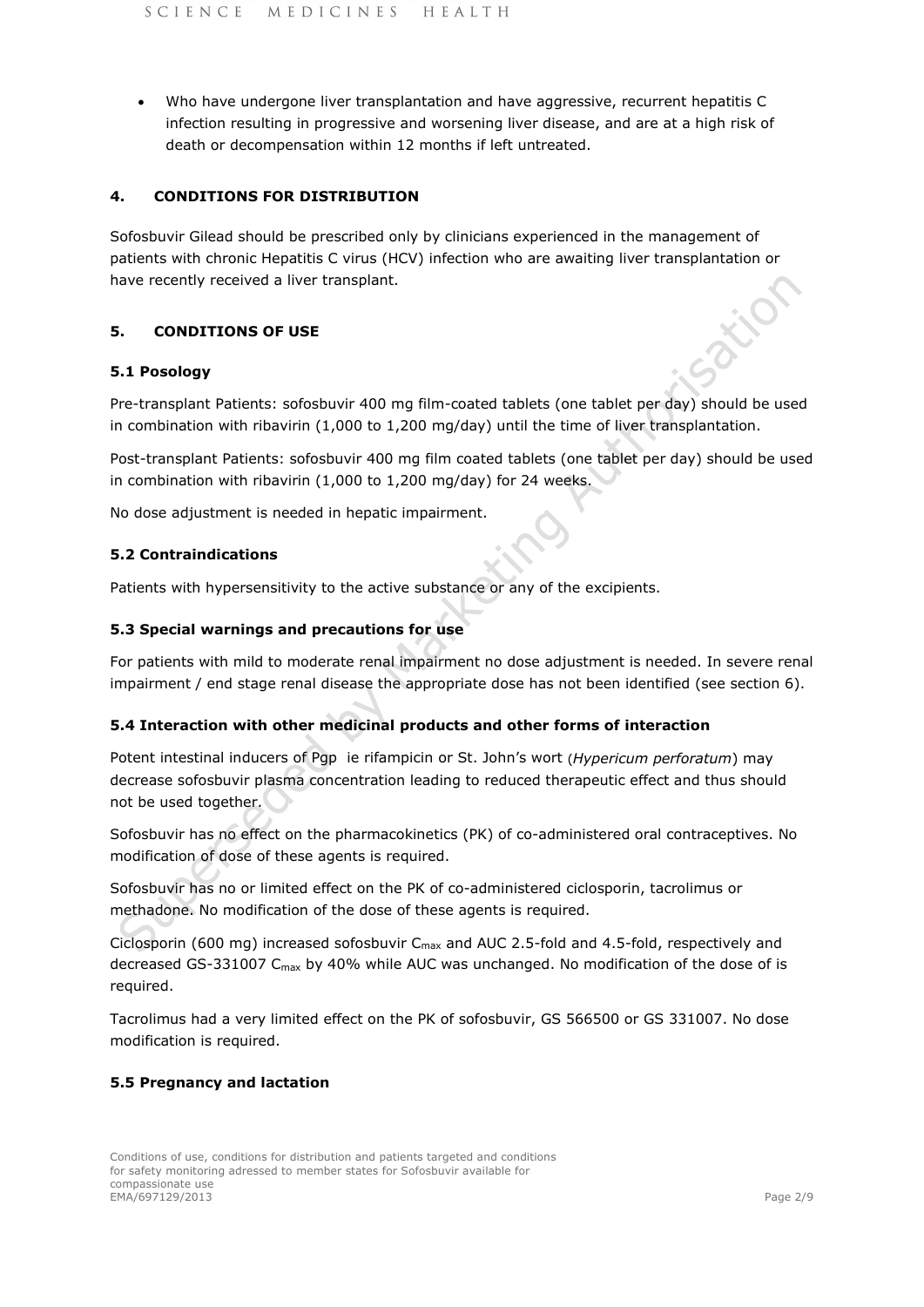- Who have undergone liver transplantation and have aggressive, recurrent hepatitis C infection resulting in progressive and worsening liver disease, and are at a high risk of death or decompensation within 12 months if left untreated.

## 4. CONDITIONS FOR DISTRIBUTION

Sofosbuvir Gilead should be prescribed only by clinicians experienced in the management of patients with chronic Hepatitis C virus (HCV) infection who are awaiting liver transplantation or have recently received a liver transplant.

## 5. CONDITIONS OF USE

### 5.1 Posology

Pre-transplant Patients: sofosbuvir 400 mg film-coated tablets (one tablet per day) should be used in combination with ribavirin (1,000 to 1,200 mg/day) until the time of liver transplantation.

Post-transplant Patients: sofosbuvir 400 mg film coated tablets (one tablet per day) should be used in combination with ribavirin (1,000 to 1,200 mg/day) for 24 weeks.

No dose adjustment is needed in hepatic impairment.

### 5.2 Contraindications

Patients with hypersensitivity to the active substance or any of the excipients.

### 5.3 Special warnings and precautions for use

For patients with mild to moderate renal impairment no dose adjustment is needed. In severe renal impairment / end stage renal disease the appropriate dose has not been identified (see section 6).

### 5.4 Interaction with other medicinal products and other forms of interaction

Potent intestinal inducers of Pgp ie rifampicin or St. John's wort (*Hypericum perforatum*) may decrease sofosbuvir plasma concentration leading to reduced therapeutic effect and thus should not be used together.

Sofosbuvir has no effect on the pharmacokinetics (PK) of co-administered oral contraceptives. No modification of dose of these agents is required.

Sofosbuvir has no or limited effect on the PK of co-administered ciclosporin, tacrolimus or methadone. No modification of the dose of these agents is required.

Ciclosporin (600 mg) increased sofosbuvir $C_{max}$ and AUC 2.5-fold and 4.5-fold, respectively and decreased GS-331007 $C_{max}$ by 40% while AUC was unchanged. No modification of the dose of is required.

Tacrolimus had a very limited effect on the PK of sofosbuvir, GS 566500 or GS 331007. No dose modification is required.

### 5.5 Pregnancy and lactation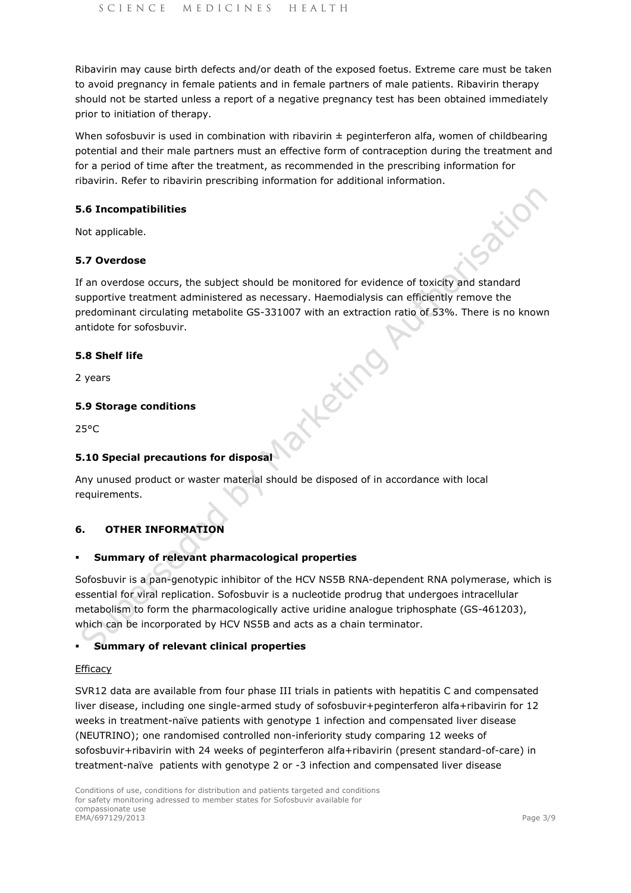Ribavirin may cause birth defects and/or death of the exposed foetus. Extreme care must be taken to avoid pregnancy in female patients and in female partners of male patients. Ribavirin therapy should not be started unless a report of a negative pregnancy test has been obtained immediately prior to initiation of therapy.

When sofosbuvir is used in combination with ribavirin ± peginterferon alfa, women of childbearing potential and their male partners must an effective form of contraception during the treatment and for a period of time after the treatment, as recommended in the prescribing information for ribavirin. Refer to ribavirin prescribing information for additional information.

### 5.6 Incompatibilities

Not applicable.

### 5.7 Overdose

If an overdose occurs, the subject should be monitored for evidence of toxicity and standard supportive treatment administered as necessary. Haemodialysis can efficiently remove the predominant circulating metabolite GS-331007 with an extraction ratio of 53%. There is no known antidote for sofosbuvir.

### 5.8 Shelf life

2 years

### 5.9 Storage conditions

25°C

### 5.10 Special precautions for disposal

Any unused product or waster material should be disposed of in accordance with local requirements.

## 6. OTHER INFORMATION

- **Summary of relevant pharmacological properties**

Sofosbuvir is a pan-genotypic inhibitor of the HCV NS5B RNA-dependent RNA polymerase, which is essential for viral replication. Sofosbuvir is a nucleotide prodrug that undergoes intracellular metabolism to form the pharmacologically active uridine analogue triphosphate (GS-461203), which can be incorporated by HCV NS5B and acts as a chain terminator.

- **Summary of relevant clinical properties**

Efficacy

SVR12 data are available from four phase III trials in patients with hepatitis C and compensated liver disease, including one single-armed study of sofosbuvir+peginterferon alfa+ribavirin for 12 weeks in treatment-naïve patients with genotype 1 infection and compensated liver disease (NEUTRINO); one randomised controlled non-inferiority study comparing 12 weeks of sofosbuvir+ribavirin with 24 weeks of peginterferon alfa+ribavirin (present standard-of-care) in treatment-naïve patients with genotype 2 or -3 infection and compensated liver disease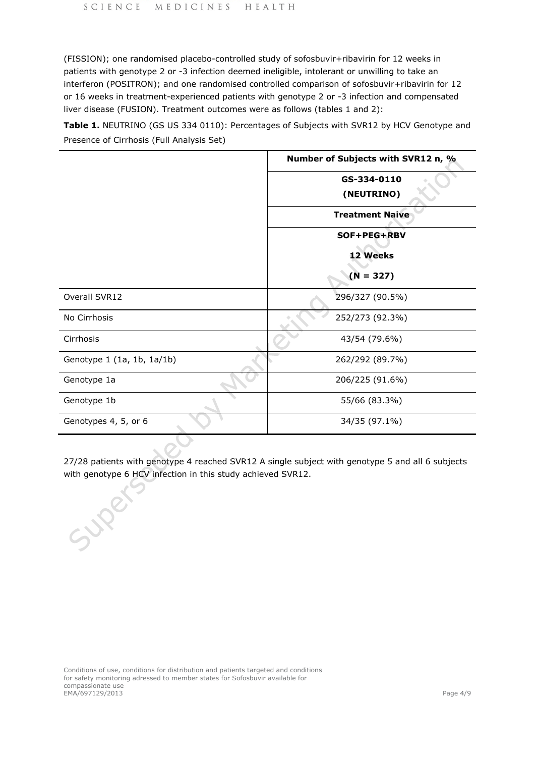(FISSION); one randomised placebo-controlled study of sofosbuvir+ribavirin for 12 weeks in patients with genotype 2 or -3 infection deemed ineligible, intolerant or unwilling to take an interferon (POSITRON); and one randomised controlled comparison of sofosbuvir+ribavirin for 12 or 16 weeks in treatment-experienced patients with genotype 2 or -3 infection and compensated liver disease (FUSION). Treatment outcomes were as follows (tables 1 and 2):

**Table 1.** NEUTRINO (GS US 334 0110): Percentages of Subjects with SVR12 by HCV Genotype and Presence of Cirrhosis (Full Analysis Set)

| | Number of Subjects with SVR12 n, % |
|---|---|
| | **GS-334-0110 (NEUTRINO)** |
| | **Treatment Naive** |
| | **SOF+PEG+RBV 12 Weeks (N = 327)** |
| Overall SVR12 | 296/327 (90.5%) |
| No Cirrhosis | 252/273 (92.3%) |
| Cirrhosis | 43/54 (79.6%) |
| Genotype 1 (1a, 1b, 1a/1b) | 262/292 (89.7%) |
| Genotype 1a | 206/225 (91.6%) |
| Genotype 1b | 55/66 (83.3%) |
| Genotypes 4, 5, or 6 | 34/35 (97.1%) |

27/28 patients with genotype 4 reached SVR12 A single subject with genotype 5 and all 6 subjects with genotype 6 HCV infection in this study achieved SVR12.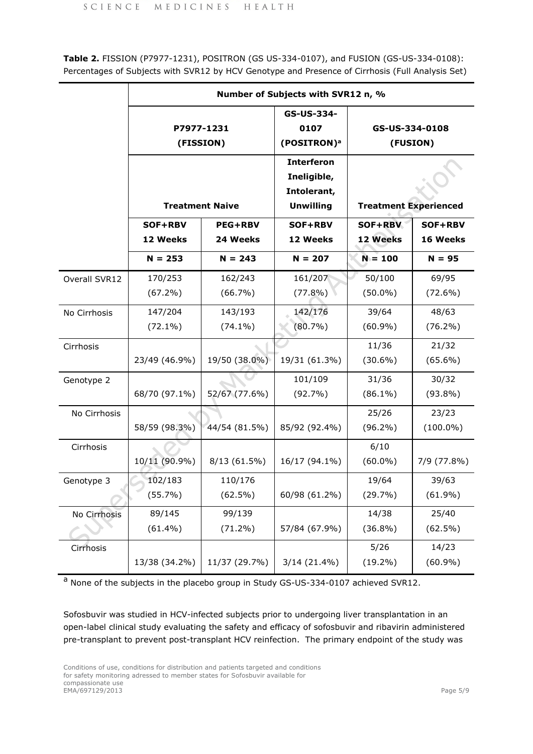**Table 2.** FISSION (P7977-1231), POSITRON (GS US-334-0107), and FUSION (GS-US-334-0108): Percentages of Subjects with SVR12 by HCV Genotype and Presence of Cirrhosis (Full Analysis Set)

| | Number of Subjects with SVR12 n, % | | | | |
|---|---|---|---|---|---|
| | P7977-1231 (FISSION) | | GS-US-334-0107 (POSITRON)[a] | GS-US-334-0108 (FUSION) | |
| | Treatment Naive | | Interferon Ineligible, Intolerant, Unwilling | Treatment Experienced | |
| | SOF+RBV 12 Weeks | PEG+RBV 24 Weeks | SOF+RBV 12 Weeks | SOF+RBV 12 Weeks | SOF+RBV 16 Weeks |
| | N = 253 | N = 243 | N = 207 | N = 100 | N = 95 |
| Overall SVR12 | 170/253 (67.2%) | 162/243 (66.7%) | 161/207 (77.8%) | 50/100 (50.0%) | 69/95 (72.6%) |
| No Cirrhosis | 147/204 (72.1%) | 143/193 (74.1%) | 142/176 (80.7%) | 39/64 (60.9%) | 48/63 (76.2%) |
| Cirrhosis | 23/49 (46.9%) | 19/50 (38.0%) | 19/31 (61.3%) | 11/36 (30.6%) | 21/32 (65.6%) |
| Genotype 2 | 68/70 (97.1%) | 52/67 (77.6%) | 101/109 (92.7%) | 31/36 (86.1%) | 30/32 (93.8%) |
| No Cirrhosis | 58/59 (98.3%) | 44/54 (81.5%) | 85/92 (92.4%) | 25/26 (96.2%) | 23/23 (100.0%) |
| Cirrhosis | 10/11 (90.9%) | 8/13 (61.5%) | 16/17 (94.1%) | 6/10 (60.0%) | 7/9 (77.8%) |
| Genotype 3 | 102/183 (55.7%) | 110/176 (62.5%) | 60/98 (61.2%) | 19/64 (29.7%) | 39/63 (61.9%) |
| No Cirrhosis | 89/145 (61.4%) | 99/139 (71.2%) | 57/84 (67.9%) | 14/38 (36.8%) | 25/40 (62.5%) |
| Cirrhosis | 13/38 (34.2%) | 11/37 (29.7%) | 3/14 (21.4%) | 5/26 (19.2%) | 14/23 (60.9%) |

[a] None of the subjects in the placebo group in Study GS-US-334-0107 achieved SVR12.

Sofosbuvir was studied in HCV-infected subjects prior to undergoing liver transplantation in an open-label clinical study evaluating the safety and efficacy of sofosbuvir and ribavirin administered pre-transplant to prevent post-transplant HCV reinfection. The primary endpoint of the study was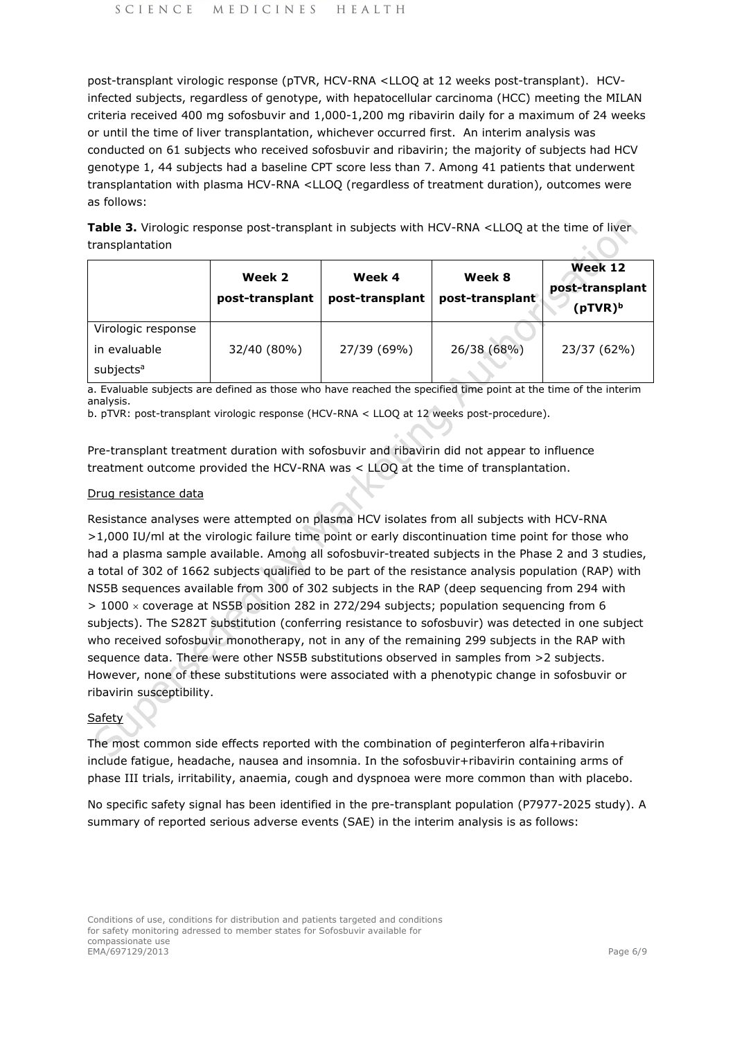post-transplant virologic response (pTVR, HCV-RNA <LLOQ at 12 weeks post-transplant). HCV-infected subjects, regardless of genotype, with hepatocellular carcinoma (HCC) meeting the MILAN criteria received 400 mg sofosbuvir and 1,000-1,200 mg ribavirin daily for a maximum of 24 weeks or until the time of liver transplantation, whichever occurred first. An interim analysis was conducted on 61 subjects who received sofosbuvir and ribavirin; the majority of subjects had HCV genotype 1, 44 subjects had a baseline CPT score less than 7. Among 41 patients that underwent transplantation with plasma HCV-RNA <LLOQ (regardless of treatment duration), outcomes were as follows:

**Table 3.** Virologic response post-transplant in subjects with HCV-RNA <LLOQ at the time of liver transplantation

| | **Week 2 post-transplant** | **Week 4 post-transplant** | **Week 8 post-transplant** | **Week 12 post-transplant (pTVR)[b]** |
|---|---|---|---|---|
| Virologic response in evaluable subjects[a] | 32/40 (80%) | 27/39 (69%) | 26/38 (68%) | 23/37 (62%) |

a. Evaluable subjects are defined as those who have reached the specified time point at the time of the interim analysis.
b. pTVR: post-transplant virologic response (HCV-RNA < LLOQ at 12 weeks post-procedure).

Pre-transplant treatment duration with sofosbuvir and ribavirin did not appear to influence treatment outcome provided the HCV-RNA was < LLOQ at the time of transplantation.

Drug resistance data

Resistance analyses were attempted on plasma HCV isolates from all subjects with HCV-RNA >1,000 IU/ml at the virologic failure time point or early discontinuation time point for those who had a plasma sample available. Among all sofosbuvir-treated subjects in the Phase 2 and 3 studies, a total of 302 of 1662 subjects qualified to be part of the resistance analysis population (RAP) with NS5B sequences available from 300 of 302 subjects in the RAP (deep sequencing from 294 with > 1000 × coverage at NS5B position 282 in 272/294 subjects; population sequencing from 6 subjects). The S282T substitution (conferring resistance to sofosbuvir) was detected in one subject who received sofosbuvir monotherapy, not in any of the remaining 299 subjects in the RAP with sequence data. There were other NS5B substitutions observed in samples from >2 subjects. However, none of these substitutions were associated with a phenotypic change in sofosbuvir or ribavirin susceptibility.

Safety

The most common side effects reported with the combination of peginterferon alfa+ribavirin include fatigue, headache, nausea and insomnia. In the sofosbuvir+ribavirin containing arms of phase III trials, irritability, anaemia, cough and dyspnoea were more common than with placebo.

No specific safety signal has been identified in the pre-transplant population (P7977-2025 study). A summary of reported serious adverse events (SAE) in the interim analysis is as follows: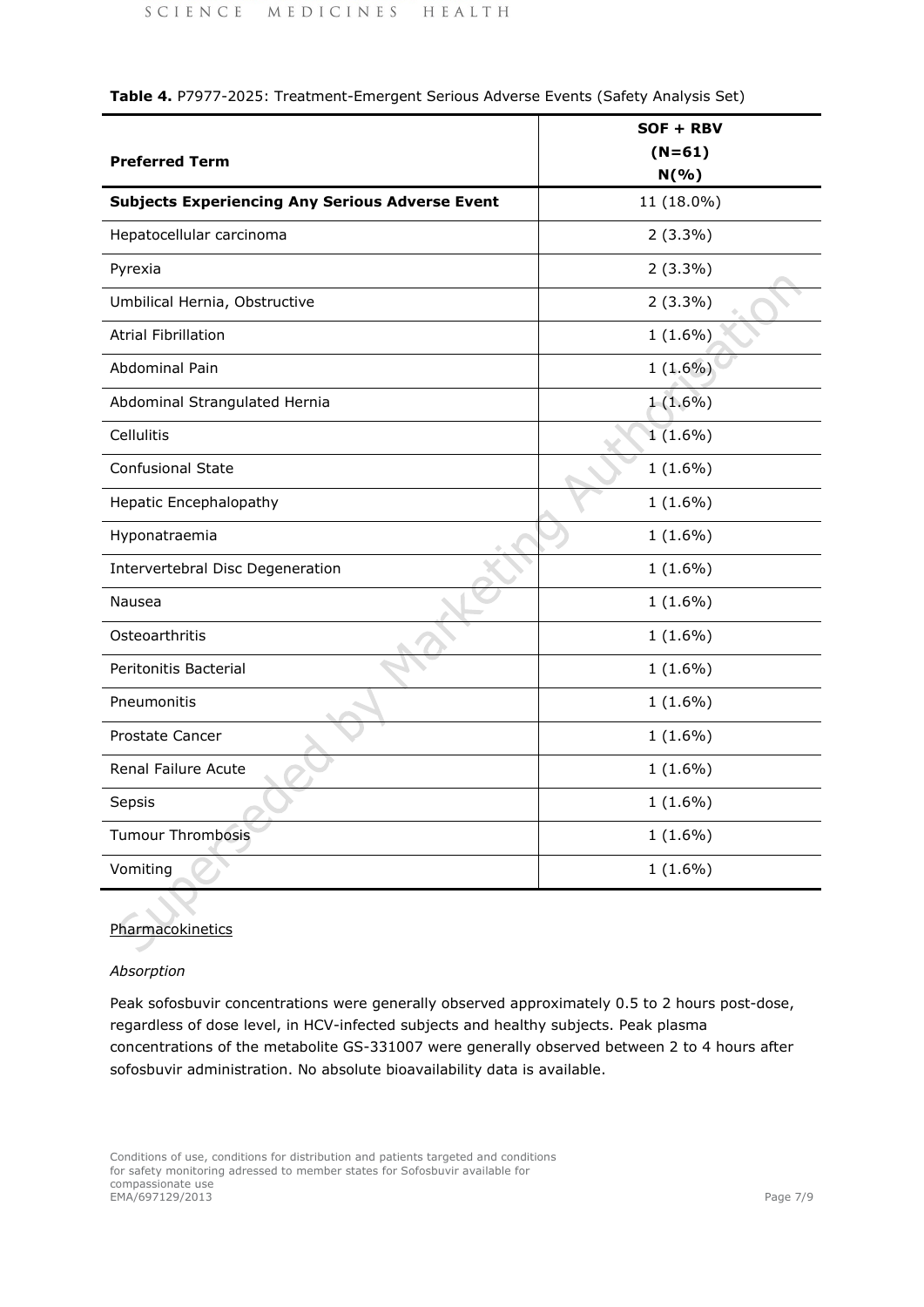**Table 4.** P7977-2025: Treatment-Emergent Serious Adverse Events (Safety Analysis Set)

| Preferred Term | SOF + RBV (N=61) N(%) |
|---|---|
| **Subjects Experiencing Any Serious Adverse Event** | 11 (18.0%) |
| Hepatocellular carcinoma | 2 (3.3%) |
| Pyrexia | 2 (3.3%) |
| Umbilical Hernia, Obstructive | 2 (3.3%) |
| Atrial Fibrillation | 1 (1.6%) |
| Abdominal Pain | 1 (1.6%) |
| Abdominal Strangulated Hernia | 1 (1.6%) |
| Cellulitis | 1 (1.6%) |
| Confusional State | 1 (1.6%) |
| Hepatic Encephalopathy | 1 (1.6%) |
| Hyponatraemia | 1 (1.6%) |
| Intervertebral Disc Degeneration | 1 (1.6%) |
| Nausea | 1 (1.6%) |
| Osteoarthritis | 1 (1.6%) |
| Peritonitis Bacterial | 1 (1.6%) |
| Pneumonitis | 1 (1.6%) |
| Prostate Cancer | 1 (1.6%) |
| Renal Failure Acute | 1 (1.6%) |
| Sepsis | 1 (1.6%) |
| Tumour Thrombosis | 1 (1.6%) |
| Vomiting | 1 (1.6%) |

## Pharmacokinetics

### *Absorption*

Peak sofosbuvir concentrations were generally observed approximately 0.5 to 2 hours post-dose, regardless of dose level, in HCV-infected subjects and healthy subjects. Peak plasma concentrations of the metabolite GS-331007 were generally observed between 2 to 4 hours after sofosbuvir administration. No absolute bioavailability data is available.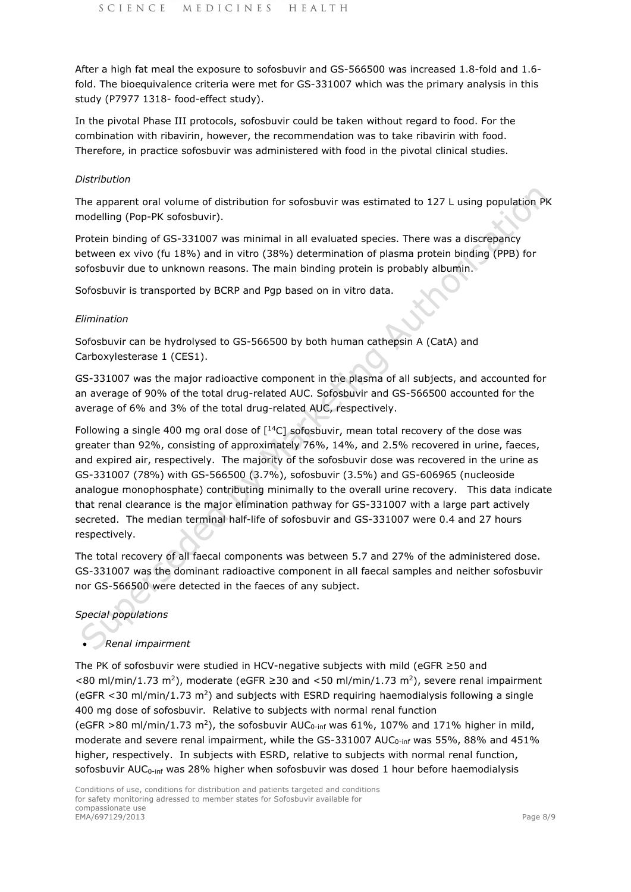After a high fat meal the exposure to sofosbuvir and GS-566500 was increased 1.8-fold and 1.6-fold. The bioequivalence criteria were met for GS-331007 which was the primary analysis in this study (P7977 1318- food-effect study).

In the pivotal Phase III protocols, sofosbuvir could be taken without regard to food. For the combination with ribavirin, however, the recommendation was to take ribavirin with food. Therefore, in practice sofosbuvir was administered with food in the pivotal clinical studies.

*Distribution*

The apparent oral volume of distribution for sofosbuvir was estimated to 127 L using population PK modelling (Pop-PK sofosbuvir).

Protein binding of GS-331007 was minimal in all evaluated species. There was a discrepancy between ex vivo (fu 18%) and in vitro (38%) determination of plasma protein binding (PPB) for sofosbuvir due to unknown reasons. The main binding protein is probably albumin.

Sofosbuvir is transported by BCRP and Pgp based on in vitro data.

*Elimination*

Sofosbuvir can be hydrolysed to GS-566500 by both human cathepsin A (CatA) and Carboxylesterase 1 (CES1).

GS-331007 was the major radioactive component in the plasma of all subjects, and accounted for an average of 90% of the total drug-related AUC. Sofosbuvir and GS-566500 accounted for the average of 6% and 3% of the total drug-related AUC, respectively.

Following a single 400 mg oral dose of [$^{14}$C] sofosbuvir, mean total recovery of the dose was greater than 92%, consisting of approximately 76%, 14%, and 2.5% recovered in urine, faeces, and expired air, respectively. The majority of the sofosbuvir dose was recovered in the urine as GS-331007 (78%) with GS-566500 (3.7%), sofosbuvir (3.5%) and GS-606965 (nucleoside analogue monophosphate) contributing minimally to the overall urine recovery. This data indicate that renal clearance is the major elimination pathway for GS-331007 with a large part actively secreted. The median terminal half-life of sofosbuvir and GS-331007 were 0.4 and 27 hours respectively.

The total recovery of all faecal components was between 5.7 and 27% of the administered dose. GS-331007 was the dominant radioactive component in all faecal samples and neither sofosbuvir nor GS-566500 were detected in the faeces of any subject.

*Special populations*

- *Renal impairment*

The PK of sofosbuvir were studied in HCV-negative subjects with mild (eGFR ≥50 and <80 ml/min/1.73 m$^2$), moderate (eGFR ≥30 and <50 ml/min/1.73 m$^2$), severe renal impairment (eGFR <30 ml/min/1.73 m$^2$) and subjects with ESRD requiring haemodialysis following a single 400 mg dose of sofosbuvir. Relative to subjects with normal renal function (eGFR >80 ml/min/1.73 m$^2$), the sofosbuvir $AUC_{0\text{-}inf}$ was 61%, 107% and 171% higher in mild, moderate and severe renal impairment, while the GS-331007 $AUC_{0\text{-}inf}$ was 55%, 88% and 451% higher, respectively. In subjects with ESRD, relative to subjects with normal renal function, sofosbuvir $AUC_{0\text{-}inf}$ was 28% higher when sofosbuvir was dosed 1 hour before haemodialysis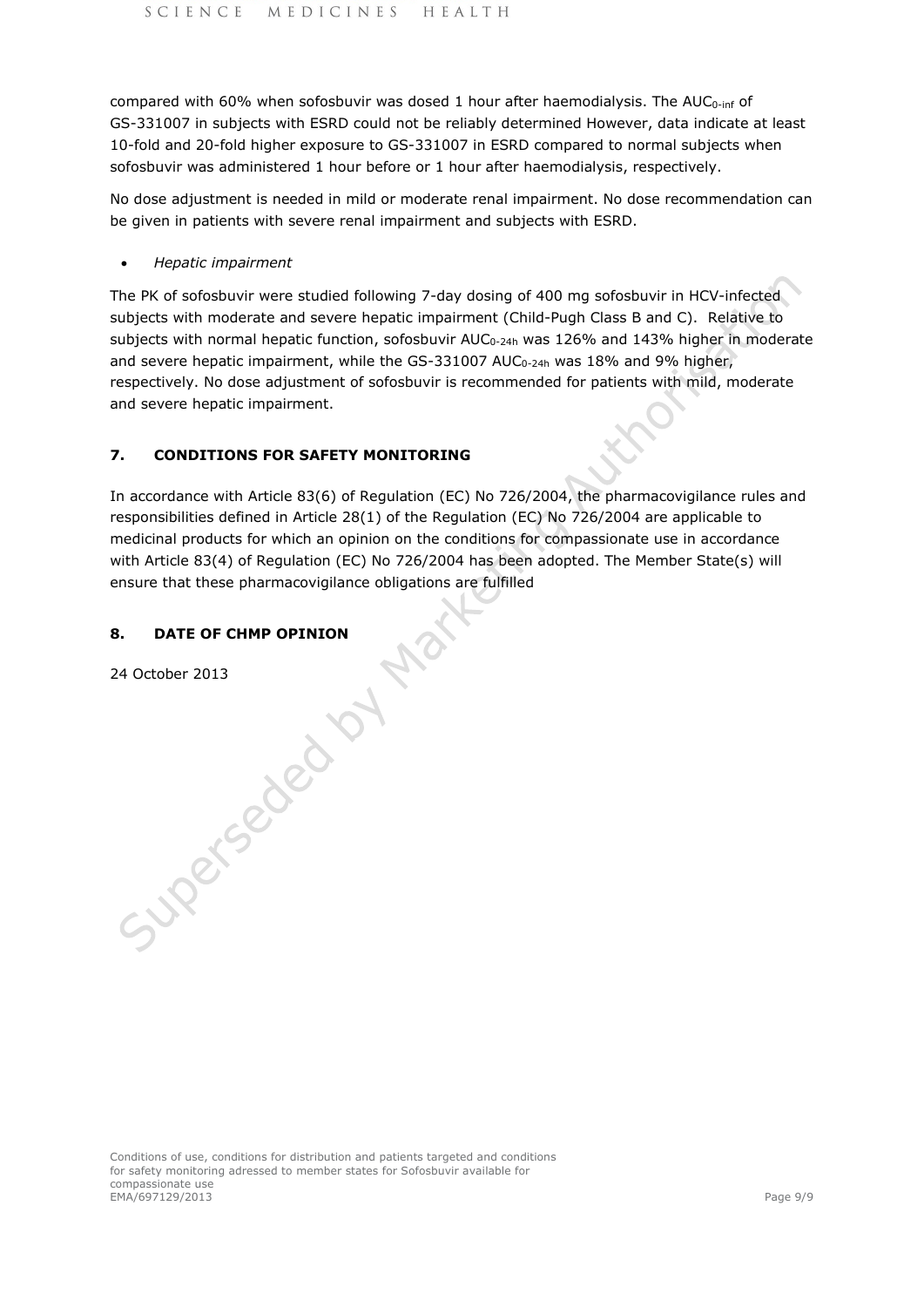compared with 60% when sofosbuvir was dosed 1 hour after haemodialysis. The $AUC_{0\text{-}inf}$ of GS-331007 in subjects with ESRD could not be reliably determined However, data indicate at least 10-fold and 20-fold higher exposure to GS-331007 in ESRD compared to normal subjects when sofosbuvir was administered 1 hour before or 1 hour after haemodialysis, respectively.

No dose adjustment is needed in mild or moderate renal impairment. No dose recommendation can be given in patients with severe renal impairment and subjects with ESRD.

- *Hepatic impairment*

The PK of sofosbuvir were studied following 7-day dosing of 400 mg sofosbuvir in HCV-infected subjects with moderate and severe hepatic impairment (Child-Pugh Class B and C). Relative to subjects with normal hepatic function, sofosbuvir $AUC_{0\text{-}24h}$ was 126% and 143% higher in moderate and severe hepatic impairment, while the GS-331007 $AUC_{0\text{-}24h}$ was 18% and 9% higher, respectively. No dose adjustment of sofosbuvir is recommended for patients with mild, moderate and severe hepatic impairment.

## 7. CONDITIONS FOR SAFETY MONITORING

In accordance with Article 83(6) of Regulation (EC) No 726/2004, the pharmacovigilance rules and responsibilities defined in Article 28(1) of the Regulation (EC) No 726/2004 are applicable to medicinal products for which an opinion on the conditions for compassionate use in accordance with Article 83(4) of Regulation (EC) No 726/2004 has been adopted. The Member State(s) will ensure that these pharmacovigilance obligations are fulfilled

## 8. DATE OF CHMP OPINION

24 October 2013